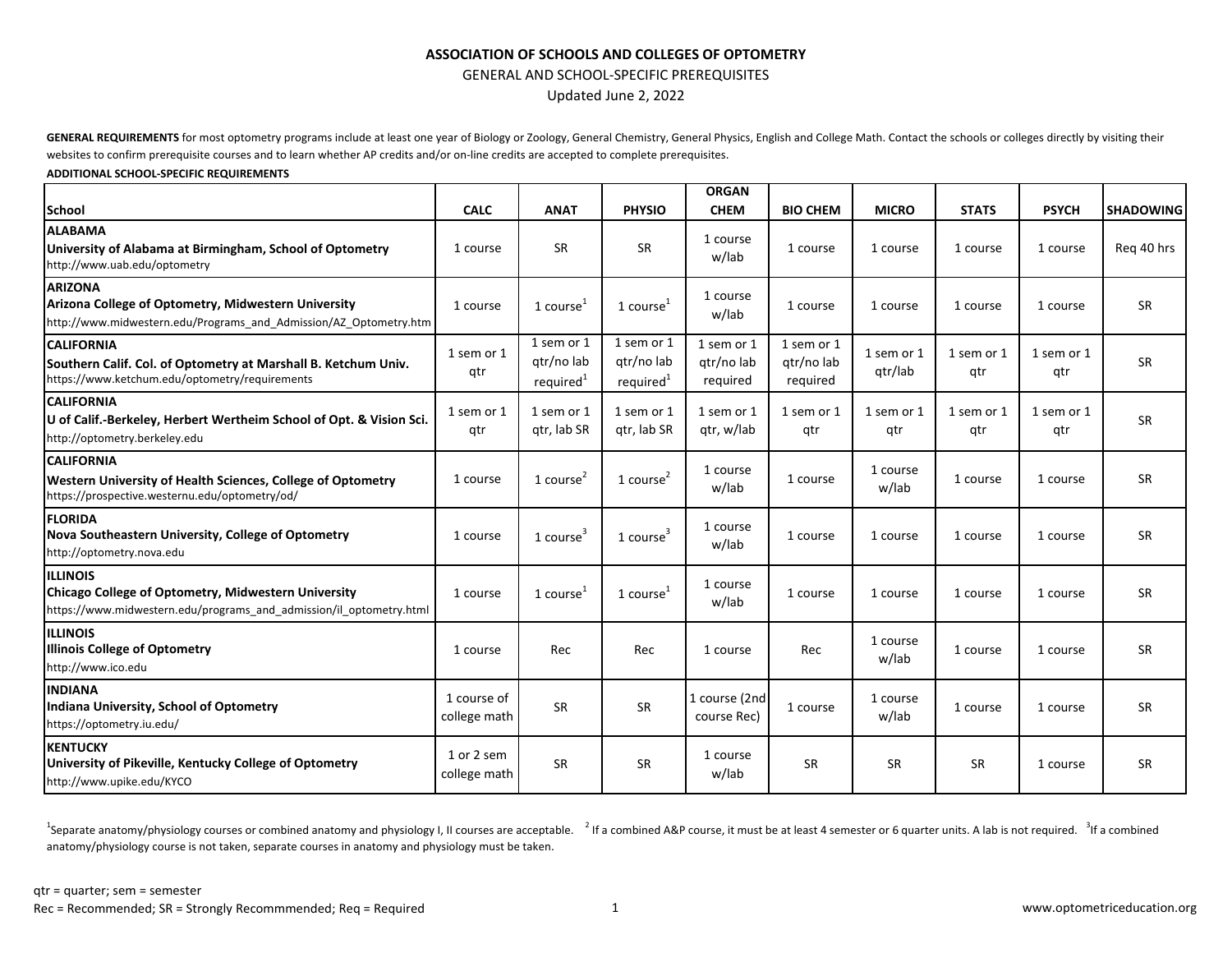**ASSOCIATION OF SCHOOLS AND COLLEGES OF OPTOMETRY**

GENERAL AND SCHOOL-SPECIFIC PREREQUISITES

Updated June 2, 2022

**GENERAL REQUIREMENTS** for most optometry programs include at least one year of Biology or Zoology, General Chemistry, General Physics, English and College Math. Contact the schools or colleges directly by visiting their websites to confirm prerequisite courses and to learn whether AP credits and/or on-line credits are accepted to complete prerequisites.

**ADDITIONAL SCHOOL-SPECIFIC REQUIREMENTS**

| School | CALC | ANAT | PHYSIO | ORGAN CHEM | BIO CHEM | MICRO | STATS | PSYCH | SHADOWING |
|---|---|---|---|---|---|---|---|---|---|
| **ALABAMA** **University of Alabama at Birmingham, School of Optometry** http://www.uab.edu/optometry | 1 course | SR | SR | 1 course w/lab | 1 course | 1 course | 1 course | 1 course | Req 40 hrs |
| **ARIZONA** **Arizona College of Optometry, Midwestern University** http://www.midwestern.edu/Programs_and_Admission/AZ_Optometry.htm | 1 course | 1 course[1] | 1 course[1] | 1 course w/lab | 1 course | 1 course | 1 course | 1 course | SR |
| **CALIFORNIA** **Southern Calif. Col. of Optometry at Marshall B. Ketchum Univ.** https://www.ketchum.edu/optometry/requirements | 1 sem or 1 qtr | 1 sem or 1 qtr/no lab required[1] | 1 sem or 1 qtr/no lab required[1] | 1 sem or 1 qtr/no lab required | 1 sem or 1 qtr/no lab required | 1 sem or 1 qtr/lab | 1 sem or 1 qtr | 1 sem or 1 qtr | SR |
| **CALIFORNIA** **U of Calif.-Berkeley, Herbert Wertheim School of Opt. & Vision Sci.** http://optometry.berkeley.edu | 1 sem or 1 qtr | 1 sem or 1 qtr, lab SR | 1 sem or 1 qtr, lab SR | 1 sem or 1 qtr, w/lab | 1 sem or 1 qtr | 1 sem or 1 qtr | 1 sem or 1 qtr | 1 sem or 1 qtr | SR |
| **CALIFORNIA** **Western University of Health Sciences, College of Optometry** https://prospective.westernu.edu/optometry/od/ | 1 course | 1 course[2] | 1 course[2] | 1 course w/lab | 1 course | 1 course w/lab | 1 course | 1 course | SR |
| **FLORIDA** **Nova Southeastern University, College of Optometry** http://optometry.nova.edu | 1 course | 1 course[3] | 1 course[3] | 1 course w/lab | 1 course | 1 course | 1 course | 1 course | SR |
| **ILLINOIS** **Chicago College of Optometry, Midwestern University** https://www.midwestern.edu/programs_and_admission/il_optometry.html | 1 course | 1 course[1] | 1 course[1] | 1 course w/lab | 1 course | 1 course | 1 course | 1 course | SR |
| **ILLINOIS** **Illinois College of Optometry** http://www.ico.edu | 1 course | Rec | Rec | 1 course | Rec | 1 course w/lab | 1 course | 1 course | SR |
| **INDIANA** **Indiana University, School of Optometry** https://optometry.iu.edu/ | 1 course of college math | SR | SR | 1 course (2nd course Rec) | 1 course | 1 course w/lab | 1 course | 1 course | SR |
| **KENTUCKY** **University of Pikeville, Kentucky College of Optometry** http://www.upike.edu/KYCO | 1 or 2 sem college math | SR | SR | 1 course w/lab | SR | SR | SR | 1 course | SR |

[1]Separate anatomy/physiology courses or combined anatomy and physiology I, II courses are acceptable. [2] If a combined A&P course, it must be at least 4 semester or 6 quarter units. A lab is not required. [3]If a combined anatomy/physiology course is not taken, separate courses in anatomy and physiology must be taken.

qtr = quarter; sem = semester

Rec = Recommended; SR = Strongly Recommmended; Req = Required

www.optometriceducation.org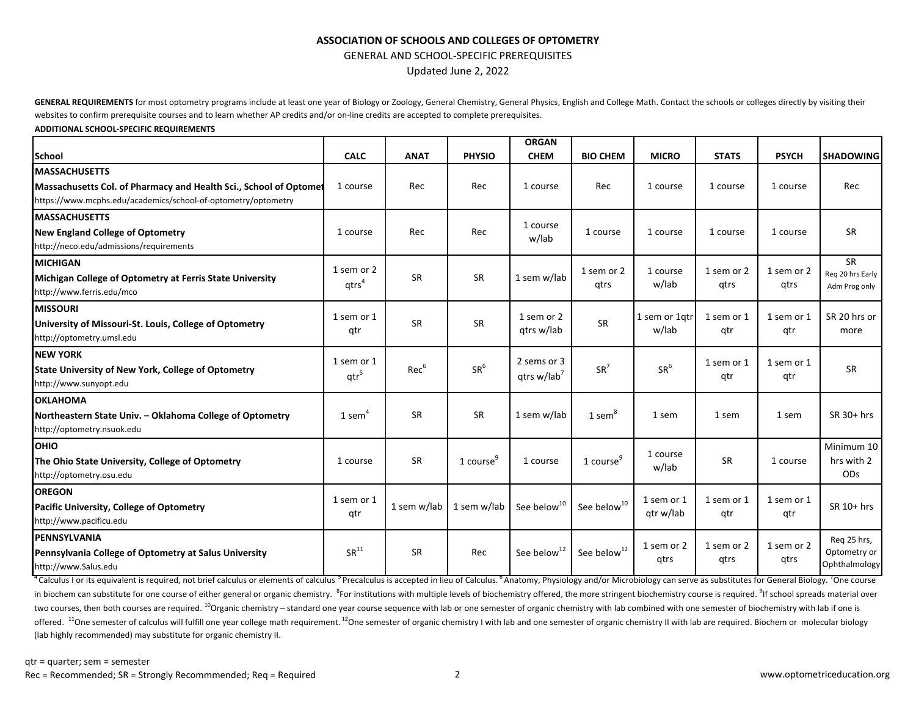# ASSOCIATION OF SCHOOLS AND COLLEGES OF OPTOMETRY

GENERAL AND SCHOOL-SPECIFIC PREREQUISITES

Updated June 2, 2022

**GENERAL REQUIREMENTS** for most optometry programs include at least one year of Biology or Zoology, General Chemistry, General Physics, English and College Math. Contact the schools or colleges directly by visiting their websites to confirm prerequisite courses and to learn whether AP credits and/or on-line credits are accepted to complete prerequisites.

**ADDITIONAL SCHOOL-SPECIFIC REQUIREMENTS**

| School | CALC | ANAT | PHYSIO | ORGAN CHEM | BIO CHEM | MICRO | STATS | PSYCH | SHADOWING |
|---|---|---|---|---|---|---|---|---|---|
| **MASSACHUSETTS**<br>**Massachusetts Col. of Pharmacy and Health Sci., School of Optomet**<br>https://www.mcphs.edu/academics/school-of-optometry/optometry | 1 course | Rec | Rec | 1 course | Rec | 1 course | 1 course | 1 course | Rec |
| **MASSACHUSETTS**<br>**New England College of Optometry**<br>http://neco.edu/admissions/requirements | 1 course | Rec | Rec | 1 course w/lab | 1 course | 1 course | 1 course | 1 course | SR |
| **MICHIGAN**<br>**Michigan College of Optometry at Ferris State University**<br>http://www.ferris.edu/mco | 1 sem or 2 qtrs[4] | SR | SR | 1 sem w/lab | 1 sem or 2 qtrs | 1 course w/lab | 1 sem or 2 qtrs | 1 sem or 2 qtrs | SR<br>Req 20 hrs Early Adm Prog only |
| **MISSOURI**<br>**University of Missouri-St. Louis, College of Optometry**<br>http://optometry.umsl.edu | 1 sem or 1 qtr | SR | SR | 1 sem or 2 qtrs w/lab | SR | 1 sem or 1qtr w/lab | 1 sem or 1 qtr | 1 sem or 1 qtr | SR 20 hrs or more |
| **NEW YORK**<br>**State University of New York, College of Optometry**<br>http://www.sunyopt.edu | 1 sem or 1 qtr[5] | Rec[6] | SR[6] | 2 sems or 3 qtrs w/lab[7] | SR[7] | SR[6] | 1 sem or 1 qtr | 1 sem or 1 qtr | SR |
| **OKLAHOMA**<br>**Northeastern State Univ. – Oklahoma College of Optometry**<br>http://optometry.nsuok.edu | 1 sem[4] | SR | SR | 1 sem w/lab | 1 sem[8] | 1 sem | 1 sem | 1 sem | SR 30+ hrs |
| **OHIO**<br>**The Ohio State University, College of Optometry**<br>http://optometry.osu.edu | 1 course | SR | 1 course[9] | 1 course | 1 course[9] | 1 course w/lab | SR | 1 course | Minimum 10 hrs with 2 ODs |
| **OREGON**<br>**Pacific University, College of Optometry**<br>http://www.pacificu.edu | 1 sem or 1 qtr | 1 sem w/lab | 1 sem w/lab | See below[10] | See below[10] | 1 sem or 1 qtr w/lab | 1 sem or 1 qtr | 1 sem or 1 qtr | SR 10+ hrs |
| **PENNSYLVANIA**<br>**Pennsylvania College of Optometry at Salus University**<br>http://www.Salus.edu | SR[11] | SR | Rec | See below[12] | See below[12] | 1 sem or 2 qtrs | 1 sem or 2 qtrs | 1 sem or 2 qtrs | Req 25 hrs, Optometry or Ophthalmology |

[4] Calculus I or its equivalent is required, not brief calculus or elements of calculus [5] Precalculus is accepted in lieu of Calculus. [6] Anatomy, Physiology and/or Microbiology can serve as substitutes for General Biology. [7] One course in biochem can substitute for one course of either general or organic chemistry. [8] For institutions with multiple levels of biochemistry offered, the more stringent biochemistry course is required. [9] If school spreads material over two courses, then both courses are required. [10] Organic chemistry – standard one year course sequence with lab or one semester of organic chemistry with lab combined with one semester of biochemistry with lab if one is offered. [11] One semester of calculus will fulfill one year college math requirement. [12] One semester of organic chemistry I with lab and one semester of organic chemistry II with lab are required. Biochem or molecular biology (lab highly recommended) may substitute for organic chemistry II.

qtr = quarter; sem = semester

Rec = Recommended; SR = Strongly Recommmended; Req = Required

www.optometriceducation.org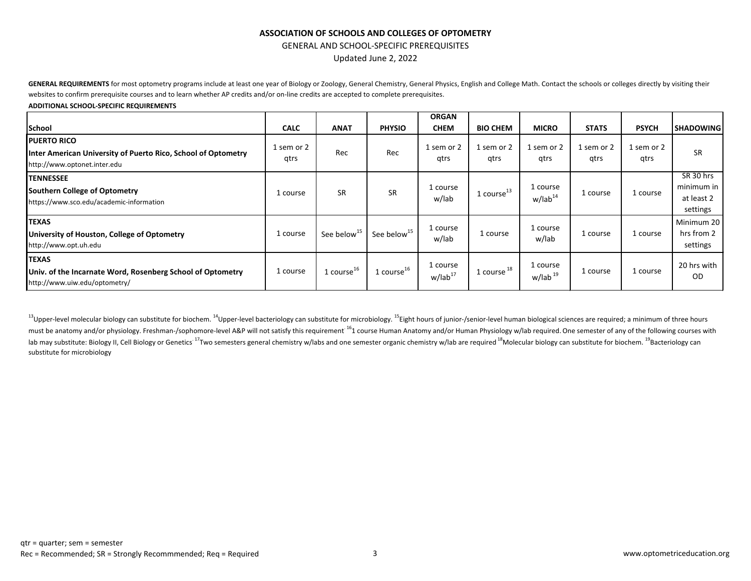**ASSOCIATION OF SCHOOLS AND COLLEGES OF OPTOMETRY**

GENERAL AND SCHOOL-SPECIFIC PREREQUISITES

Updated June 2, 2022

**GENERAL REQUIREMENTS** for most optometry programs include at least one year of Biology or Zoology, General Chemistry, General Physics, English and College Math. Contact the schools or colleges directly by visiting their websites to confirm prerequisite courses and to learn whether AP credits and/or on-line credits are accepted to complete prerequisites.

**ADDITIONAL SCHOOL-SPECIFIC REQUIREMENTS**

| School | CALC | ANAT | PHYSIO | ORGAN CHEM | BIO CHEM | MICRO | STATS | PSYCH | SHADOWING |
|---|---|---|---|---|---|---|---|---|---|
| **PUERTO RICO** **Inter American University of Puerto Rico, School of Optometry** http://www.optonet.inter.edu | 1 sem or 2 qtrs | Rec | Rec | 1 sem or 2 qtrs | 1 sem or 2 qtrs | 1 sem or 2 qtrs | 1 sem or 2 qtrs | 1 sem or 2 qtrs | SR |
| **TENNESSEE** **Southern College of Optometry** https://www.sco.edu/academic-information | 1 course | SR | SR | 1 course w/lab | 1 course[13] | 1 course w/lab[14] | 1 course | 1 course | SR 30 hrs minimum in at least 2 settings |
| **TEXAS** **University of Houston, College of Optometry** http://www.opt.uh.edu | 1 course | See below[15] | See below[15] | 1 course w/lab | 1 course | 1 course w/lab | 1 course | 1 course | Minimum 20 hrs from 2 settings |
| **TEXAS** **Univ. of the Incarnate Word, Rosenberg School of Optometry** http://www.uiw.edu/optometry/ | 1 course | 1 course[16] | 1 course[16] | 1 course w/lab[17] | 1 course[18] | 1 course w/lab[19] | 1 course | 1 course | 20 hrs with OD |

[13]Upper-level molecular biology can substitute for biochem. [14]Upper-level bacteriology can substitute for microbiology. [15]Eight hours of junior-/senior-level human biological sciences are required; a minimum of three hours must be anatomy and/or physiology. Freshman-/sophomore-level A&P will not satisfy this requirement. [16]1 course Human Anatomy and/or Human Physiology w/lab required. One semester of any of the following courses with lab may substitute: Biology II, Cell Biology or Genetics. [17]Two semesters general chemistry w/labs and one semester organic chemistry w/lab are required [18]Molecular biology can substitute for biochem. [19]Bacteriology can substitute for microbiology

qtr = quarter; sem = semester

Rec = Recommended; SR = Strongly Recommmended; Req = Required